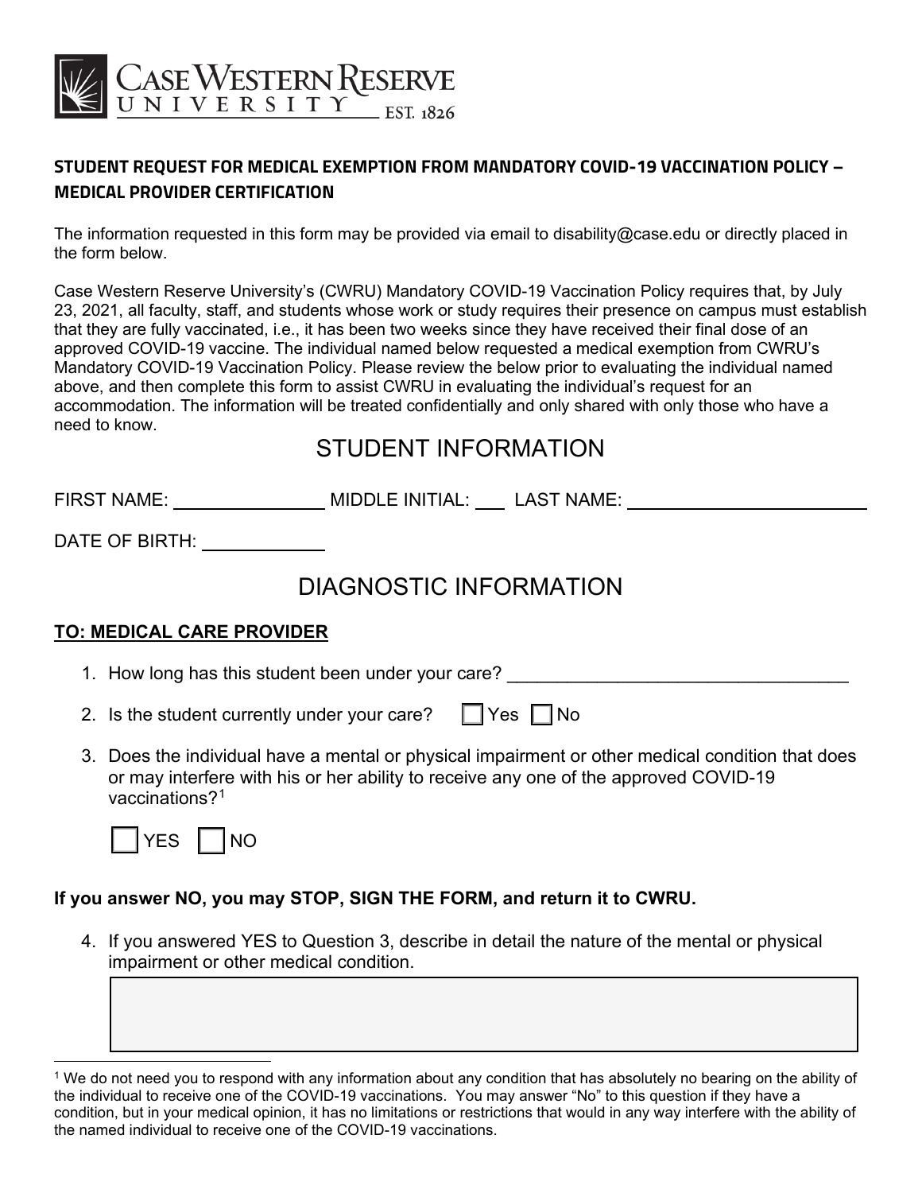**STUDENT REQUEST FOR MEDICAL EXEMPTION FROM MANDATORY COVID-19 VACCINATION POLICY – MEDICAL PROVIDER CERTIFICATION**

The information requested in this form may be provided via email to disability@case.edu or directly placed in the form below.

Case Western Reserve University's (CWRU) Mandatory COVID-19 Vaccination Policy requires that, by July 23, 2021, all faculty, staff, and students whose work or study requires their presence on campus must establish that they are fully vaccinated, i.e., it has been two weeks since they have received their final dose of an approved COVID-19 vaccine. The individual named below requested a medical exemption from CWRU's Mandatory COVID-19 Vaccination Policy. Please review the below prior to evaluating the individual named above, and then complete this form to assist CWRU in evaluating the individual's request for an accommodation. The information will be treated confidentially and only shared with only those who have a need to know.

## STUDENT INFORMATION

FIRST NAME: ________________ MIDDLE INITIAL: ___ LAST NAME: __________________________

DATE OF BIRTH: _____________

## DIAGNOSTIC INFORMATION

**TO: MEDICAL CARE PROVIDER**

1. How long has this student been under your care? __________________________________

2. Is the student currently under your care? ☐ Yes ☐ No

3. Does the individual have a mental or physical impairment or other medical condition that does or may interfere with his or her ability to receive any one of the approved COVID-19 vaccinations?[1]

   ☐ YES ☐ NO

**If you answer NO, you may STOP, SIGN THE FORM, and return it to CWRU.**

4. If you answered YES to Question 3, describe in detail the nature of the mental or physical impairment or other medical condition.

   _______________________________________________

[1] We do not need you to respond with any information about any condition that has absolutely no bearing on the ability of the individual to receive one of the COVID-19 vaccinations. You may answer "No" to this question if they have a condition, but in your medical opinion, it has no limitations or restrictions that would in any way interfere with the ability of the named individual to receive one of the COVID-19 vaccinations.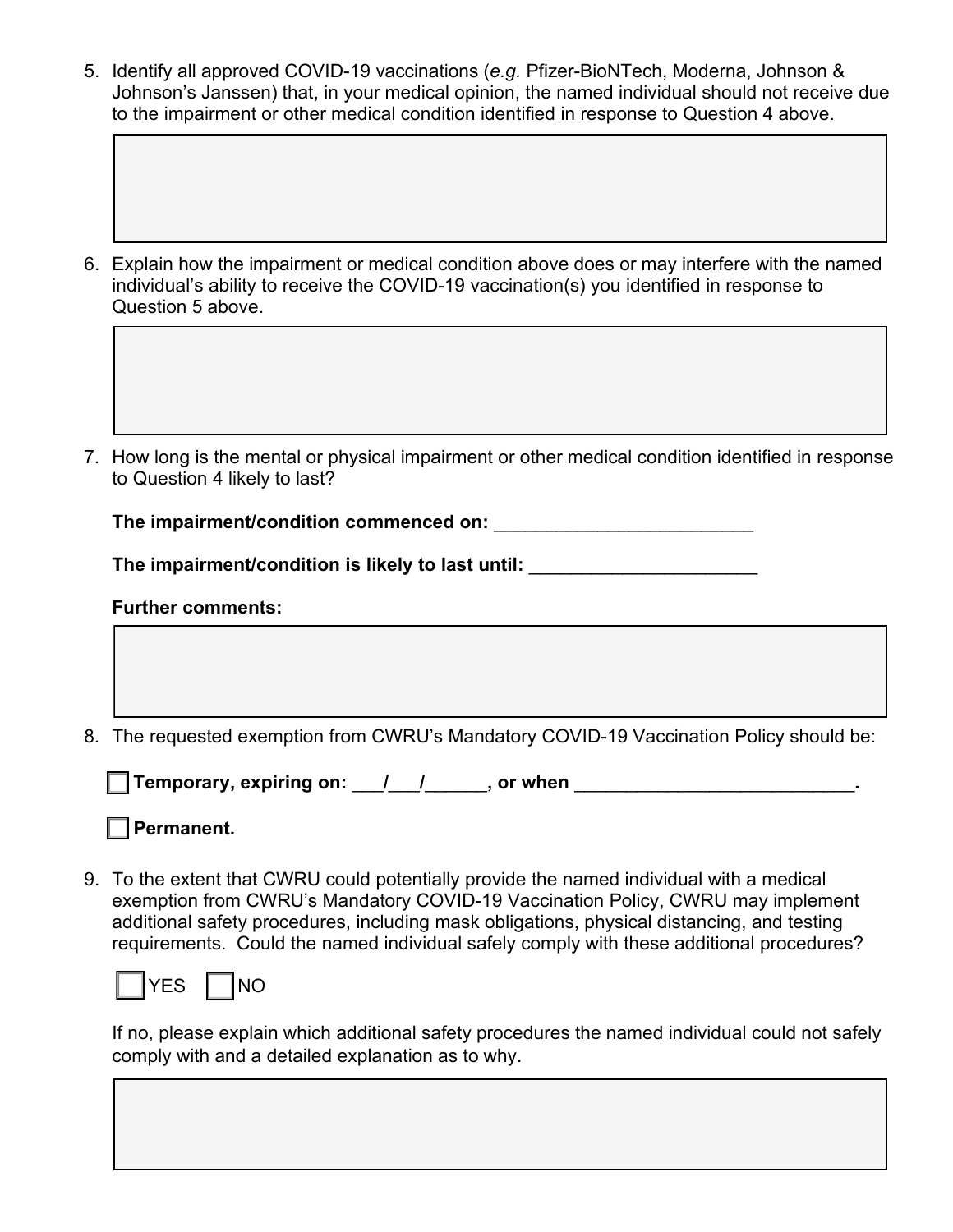5. Identify all approved COVID-19 vaccinations (*e.g.* Pfizer-BioNTech, Moderna, Johnson & Johnson's Janssen) that, in your medical opinion, the named individual should not receive due to the impairment or other medical condition identified in response to Question 4 above.

6. Explain how the impairment or medical condition above does or may interfere with the named individual's ability to receive the COVID-19 vaccination(s) you identified in response to Question 5 above.

7. How long is the mental or physical impairment or other medical condition identified in response to Question 4 likely to last?

   **The impairment/condition commenced on:** ___________________________

   **The impairment/condition is likely to last until:** ________________________

   **Further comments:**

8. The requested exemption from CWRU's Mandatory COVID-19 Vaccination Policy should be:

   ☐ **Temporary, expiring on: \_\_\_/\_\_\_/\_\_\_\_\_\_, or when \_\_\_\_\_\_\_\_\_\_\_\_\_\_\_\_\_\_\_\_\_\_\_\_\_\_\_\_.**

   ☐ **Permanent.**

9. To the extent that CWRU could potentially provide the named individual with a medical exemption from CWRU's Mandatory COVID-19 Vaccination Policy, CWRU may implement additional safety procedures, including mask obligations, physical distancing, and testing requirements. Could the named individual safely comply with these additional procedures?

   ☐ YES ☐ NO

   If no, please explain which additional safety procedures the named individual could not safely comply with and a detailed explanation as to why.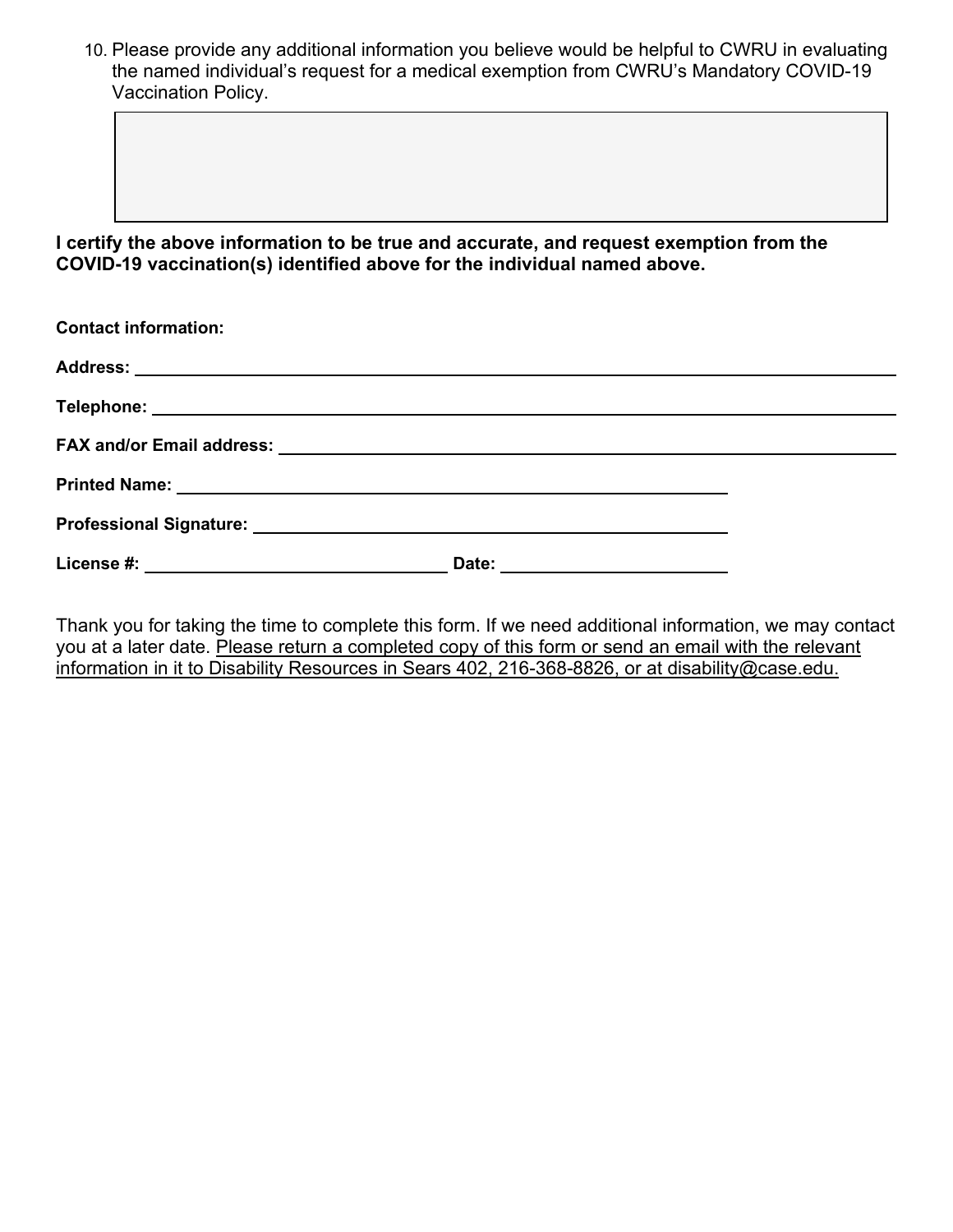10. Please provide any additional information you believe would be helpful to CWRU in evaluating the named individual's request for a medical exemption from CWRU's Mandatory COVID-19 Vaccination Policy.

| |
|---|
| |

**I certify the above information to be true and accurate, and request exemption from the COVID-19 vaccination(s) identified above for the individual named above.**

**Contact information:**

**Address:** ______________________________

**Telephone:** ______________________________

**FAX and/or Email address:** ______________________________

**Printed Name:** ______________________________

**Professional Signature:** ______________________________

**License #:** ____________________ **Date:** ____________________

Thank you for taking the time to complete this form. If we need additional information, we may contact you at a later date. Please return a completed copy of this form or send an email with the relevant information in it to Disability Resources in Sears 402, 216-368-8826, or at disability@case.edu.